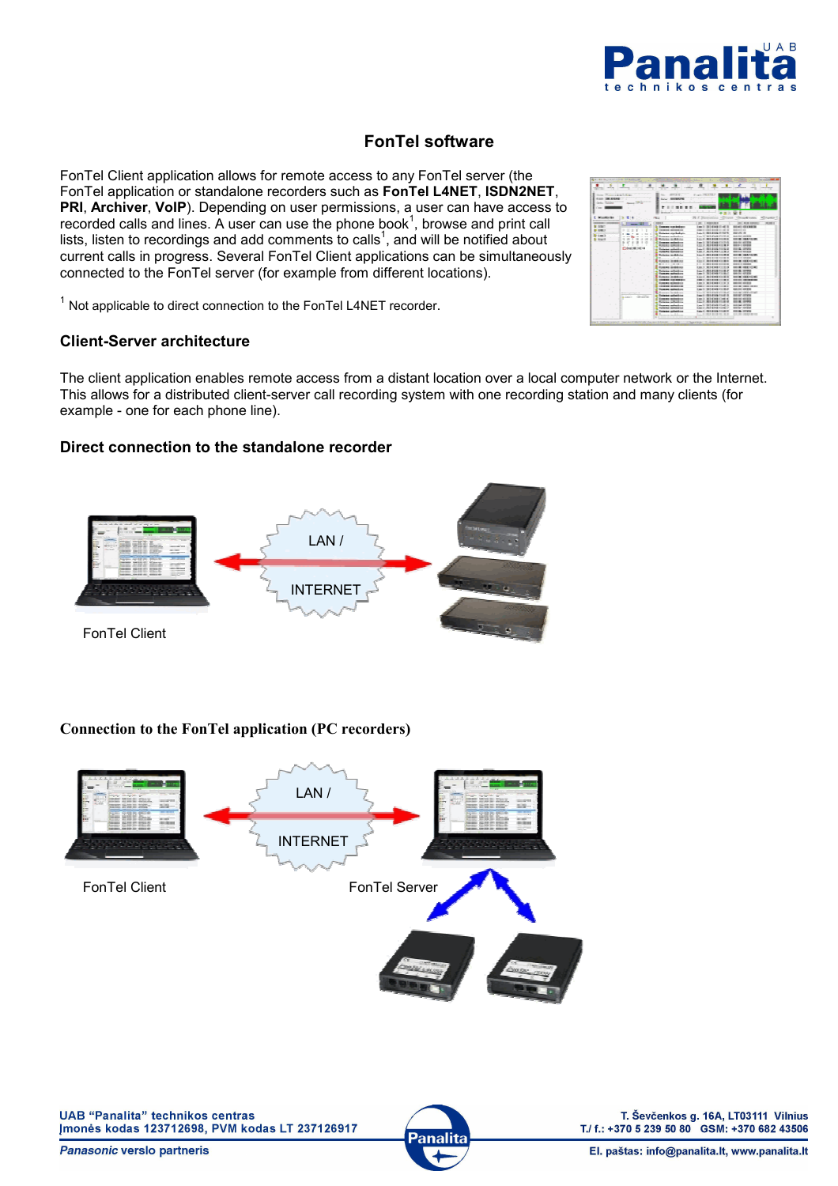# FonTel software

FonTel Client application allows for remote access to any FonTel server (the FonTel application or standalone recorders such as **FonTel L4NET**, **ISDN2NET**, **PRI**, **Archiver**, **VoIP**). Depending on user permissions, a user can have access to recorded calls and lines. A user can use the phone book[1], browse and print call lists, listen to recordings and add comments to calls[1], and will be notified about current calls in progress. Several FonTel Client applications can be simultaneously connected to the FonTel server (for example from different locations).

[1] Not applicable to direct connection to the FonTel L4NET recorder.

## Client-Server architecture

The client application enables remote access from a distant location over a local computer network or the Internet. This allows for a distributed client-server call recording system with one recording station and many clients (for example - one for each phone line).

## Direct connection to the standalone recorder

LAN / INTERNET

FonTel Client

## Connection to the FonTel application (PC recorders)

LAN / INTERNET

FonTel Client

FonTel Server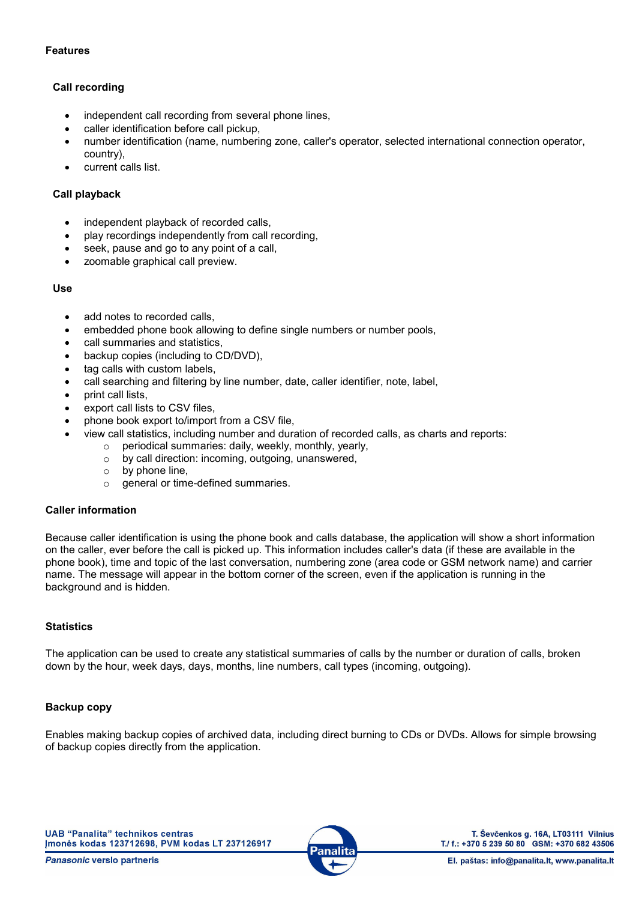## Features

### Call recording

- independent call recording from several phone lines,
- caller identification before call pickup,
- number identification (name, numbering zone, caller's operator, selected international connection operator, country),
- current calls list.

### Call playback

- independent playback of recorded calls,
- play recordings independently from call recording,
- seek, pause and go to any point of a call,
- zoomable graphical call preview.

### Use

- add notes to recorded calls,
- embedded phone book allowing to define single numbers or number pools,
- call summaries and statistics,
- backup copies (including to CD/DVD),
- tag calls with custom labels,
- call searching and filtering by line number, date, caller identifier, note, label,
- print call lists,
- export call lists to CSV files,
- phone book export to/import from a CSV file,
- view call statistics, including number and duration of recorded calls, as charts and reports:
  - periodical summaries: daily, weekly, monthly, yearly,
  - by call direction: incoming, outgoing, unanswered,
  - by phone line,
  - general or time-defined summaries.

## Caller information

Because caller identification is using the phone book and calls database, the application will show a short information on the caller, ever before the call is picked up. This information includes caller's data (if these are available in the phone book), time and topic of the last conversation, numbering zone (area code or GSM network name) and carrier name. The message will appear in the bottom corner of the screen, even if the application is running in the background and is hidden.

## Statistics

The application can be used to create any statistical summaries of calls by the number or duration of calls, broken down by the hour, week days, days, months, line numbers, call types (incoming, outgoing).

## Backup copy

Enables making backup copies of archived data, including direct burning to CDs or DVDs. Allows for simple browsing of backup copies directly from the application.